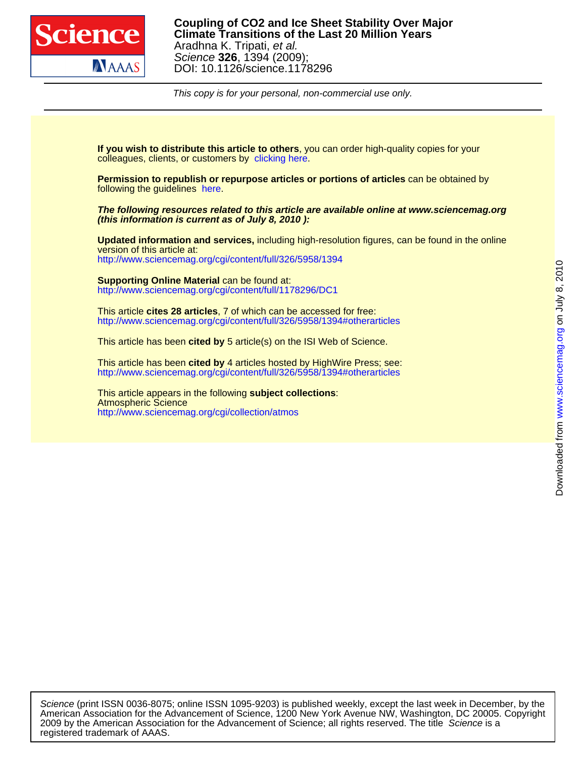**Coupling of CO2 and Ice Sheet Stability Over Major Climate Transitions of the Last 20 Million Years**

Aradhna K. Tripati, *et al.*

*Science* **326**, 1394 (2009);

DOI: 10.1126/science.1178296

*This copy is for your personal, non-commercial use only.*

**If you wish to distribute this article to others**, you can order high-quality copies for your colleagues, clients, or customers by clicking here.

**Permission to republish or repurpose articles or portions of articles** can be obtained by following the guidelines here.

***The following resources related to this article are available online at www.sciencemag.org (this information is current as of July 8, 2010 ):***

**Updated information and services,** including high-resolution figures, can be found in the online version of this article at:
http://www.sciencemag.org/cgi/content/full/326/5958/1394

**Supporting Online Material** can be found at:
http://www.sciencemag.org/cgi/content/full/1178296/DC1

This article **cites 28 articles**, 7 of which can be accessed for free:
http://www.sciencemag.org/cgi/content/full/326/5958/1394#otherarticles

This article has been **cited by** 5 article(s) on the ISI Web of Science.

This article has been **cited by** 4 articles hosted by HighWire Press; see:
http://www.sciencemag.org/cgi/content/full/326/5958/1394#otherarticles

This article appears in the following **subject collections**:
Atmospheric Science
http://www.sciencemag.org/cgi/collection/atmos

Downloaded from www.sciencemag.org on July 8, 2010

*Science* (print ISSN 0036-8075; online ISSN 1095-9203) is published weekly, except the last week in December, by the American Association for the Advancement of Science, 1200 New York Avenue NW, Washington, DC 20005. Copyright 2009 by the American Association for the Advancement of Science; all rights reserved. The title *Science* is a registered trademark of AAAS.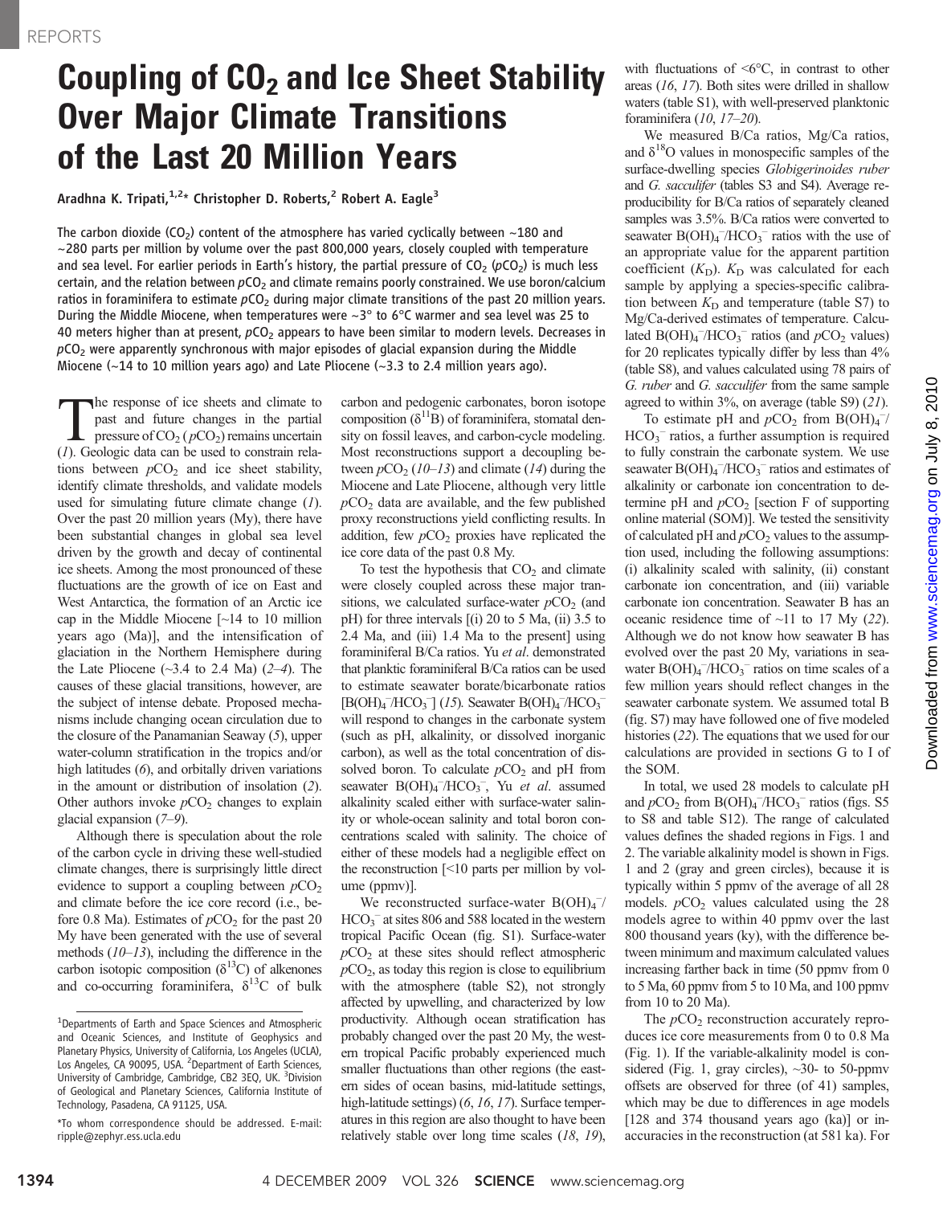# Coupling of $CO_2$ and Ice Sheet Stability Over Major Climate Transitions of the Last 20 Million Years

Aradhna K. Tripati,[1,2]* Christopher D. Roberts,[2] Robert A. Eagle[3]

The carbon dioxide ($CO_2$) content of the atmosphere has varied cyclically between ~180 and ~280 parts per million by volume over the past 800,000 years, closely coupled with temperature and sea level. For earlier periods in Earth's history, the partial pressure of $CO_2$ ($pCO_2$) is much less certain, and the relation between $pCO_2$ and climate remains poorly constrained. We use boron/calcium ratios in foraminifera to estimate $pCO_2$ during major climate transitions of the past 20 million years. During the Middle Miocene, when temperatures were ~3° to 6°C warmer and sea level was 25 to 40 meters higher than at present, $pCO_2$ appears to have been similar to modern levels. Decreases in $pCO_2$ were apparently synchronous with major episodes of glacial expansion during the Middle Miocene (~14 to 10 million years ago) and Late Pliocene (~3.3 to 2.4 million years ago).

The response of ice sheets and climate to past and future changes in the partial pressure of $CO_2$ ($pCO_2$) remains uncertain (1). Geologic data can be used to constrain relations between $pCO_2$ and ice sheet stability, identify climate thresholds, and validate models used for simulating future climate change (1). Over the past 20 million years (My), there have been substantial changes in global sea level driven by the growth and decay of continental ice sheets. Among the most pronounced of these fluctuations are the growth of ice on East and West Antarctica, the formation of an Arctic ice cap in the Middle Miocene [~14 to 10 million years ago (Ma)], and the intensification of glaciation in the Northern Hemisphere during the Late Pliocene (~3.4 to 2.4 Ma) (2–4). The causes of these glacial transitions, however, are the subject of intense debate. Proposed mechanisms include changing ocean circulation due to the closure of the Panamanian Seaway (5), upper water-column stratification in the tropics and/or high latitudes (6), and orbitally driven variations in the amount or distribution of insolation (2). Other authors invoke $pCO_2$ changes to explain glacial expansion (7–9).

Although there is speculation about the role of the carbon cycle in driving these well-studied climate changes, there is surprisingly little direct evidence to support a coupling between $pCO_2$ and climate before the ice core record (i.e., before 0.8 Ma). Estimates of $pCO_2$ for the past 20 My have been generated with the use of several methods (10–13), including the difference in the carbon isotopic composition ($\delta^{13}C$) of alkenones and co-occurring foraminifera, $\delta^{13}C$ of bulk carbon and pedogenic carbonates, boron isotope composition ($\delta^{11}B$) of foraminifera, stomatal density on fossil leaves, and carbon-cycle modeling. Most reconstructions support a decoupling between $pCO_2$ (10–13) and climate (14) during the Miocene and Late Pliocene, although very little $pCO_2$ data are available, and the few published proxy reconstructions yield conflicting results. In addition, few $pCO_2$ proxies have replicated the ice core data of the past 0.8 My.

To test the hypothesis that $CO_2$ and climate were closely coupled across these major transitions, we calculated surface-water $pCO_2$ (and pH) for three intervals [(i) 20 to 5 Ma, (ii) 3.5 to 2.4 Ma, and (iii) 1.4 Ma to the present] using foraminiferal B/Ca ratios. Yu *et al.* demonstrated that planktic foraminiferal B/Ca ratios can be used to estimate seawater borate/bicarbonate ratios [$B(OH)_4^-/HCO_3^-$] (15). Seawater $B(OH)_4^-/HCO_3^-$ will respond to changes in the carbonate system (such as pH, alkalinity, or dissolved inorganic carbon), as well as the total concentration of dissolved boron. To calculate $pCO_2$ and pH from seawater $B(OH)_4^-/HCO_3^-$, Yu *et al.* assumed alkalinity scaled either with surface-water salinity or whole-ocean salinity and total boron concentrations scaled with salinity. The choice of either of these models had a negligible effect on the reconstruction [<10 parts per million by volume (ppmv)].

We reconstructed surface-water $B(OH)_4^-/HCO_3^-$ at sites 806 and 588 located in the western tropical Pacific Ocean (fig. S1). Surface-water $pCO_2$ at these sites should reflect atmospheric $pCO_2$, as today this region is close to equilibrium with the atmosphere (table S2), not strongly affected by upwelling, and characterized by low productivity. Although ocean stratification has probably changed over the past 20 My, the western tropical Pacific probably experienced much smaller fluctuations than other regions (the eastern sides of ocean basins, mid-latitude settings, high-latitude settings) (6, 16, 17). Surface temperatures in this region are also thought to have been relatively stable over long time scales (18, 19), with fluctuations of <6°C, in contrast to other areas (16, 17). Both sites were drilled in shallow waters (table S1), with well-preserved planktonic foraminifera (10, 17–20).

We measured B/Ca ratios, Mg/Ca ratios, and $\delta^{18}O$ values in monospecific samples of the surface-dwelling species *Globigerinoides ruber* and *G. sacculifer* (tables S3 and S4). Average reproducibility for B/Ca ratios of separately cleaned samples was 3.5%. B/Ca ratios were converted to seawater $B(OH)_4^-/HCO_3^-$ ratios with the use of an appropriate value for the apparent partition coefficient ($K_D$). $K_D$ was calculated for each sample by applying a species-specific calibration between $K_D$ and temperature (table S7) to Mg/Ca-derived estimates of temperature. Calculated $B(OH)_4^-/HCO_3^-$ ratios (and $pCO_2$ values) for 20 replicates typically differ by less than 4% (table S8), and values calculated using 78 pairs of *G. ruber* and *G. sacculifer* from the same sample agreed to within 3%, on average (table S9) (21).

To estimate pH and $pCO_2$ from $B(OH)_4^-/HCO_3^-$ ratios, a further assumption is required to fully constrain the carbonate system. We use seawater $B(OH)_4^-/HCO_3^-$ ratios and estimates of alkalinity or carbonate ion concentration to determine pH and $pCO_2$ [section F of supporting online material (SOM)]. We tested the sensitivity of calculated pH and $pCO_2$ values to the assumption used, including the following assumptions: (i) alkalinity scaled with salinity, (ii) constant carbonate ion concentration, and (iii) variable carbonate ion concentration. Seawater B has an oceanic residence time of ~11 to 17 My (22). Although we do not know how seawater B has evolved over the past 20 My, variations in seawater $B(OH)_4^-/HCO_3^-$ ratios on time scales of a few million years should reflect changes in the seawater carbonate system. We assumed that B (fig. S7) may have followed one of five modeled histories (22). The equations that we used for our calculations are provided in sections G to I of the SOM.

In total, we used 28 models to calculate pH and $pCO_2$ from $B(OH)_4^-/HCO_3^-$ ratios (figs. S5 to S8 and table S12). The range of calculated values defines the shaded regions in Figs. 1 and 2. The variable alkalinity model is shown in Figs. 1 and 2 (gray and green circles), because it is typically within 5 ppmv of the average of all 28 models. $pCO_2$ values calculated using the 28 models agree to within 40 ppmv over the last 800 thousand years (ky), with the difference between minimum and maximum calculated values increasing farther back in time (50 ppmv from 0 to 5 Ma, 60 ppmv from 5 to 10 Ma, and 100 ppmv from 10 to 20 Ma).

The $pCO_2$ reconstruction accurately reproduces ice core measurements from 0 to 0.8 Ma (Fig. 1). If the variable-alkalinity model is considered (Fig. 1, gray circles), ~30- to 50-ppmv offsets are observed for three (of 41) samples, which may be due to differences in age models [128 and 374 thousand years ago (ka)] or inaccuracies in the reconstruction (at 581 ka). For

[1]Departments of Earth and Space Sciences and Atmospheric and Oceanic Sciences, and Institute of Geophysics and Planetary Physics, University of California, Los Angeles (UCLA), Los Angeles, CA 90095, USA. [2]Department of Earth Sciences, University of Cambridge, Cambridge, CB2 3EQ, UK. [3]Division of Geological and Planetary Sciences, California Institute of Technology, Pasadena, CA 91125, USA.

*To whom correspondence should be addressed. E-mail: ripple@zephyr.ess.ucla.edu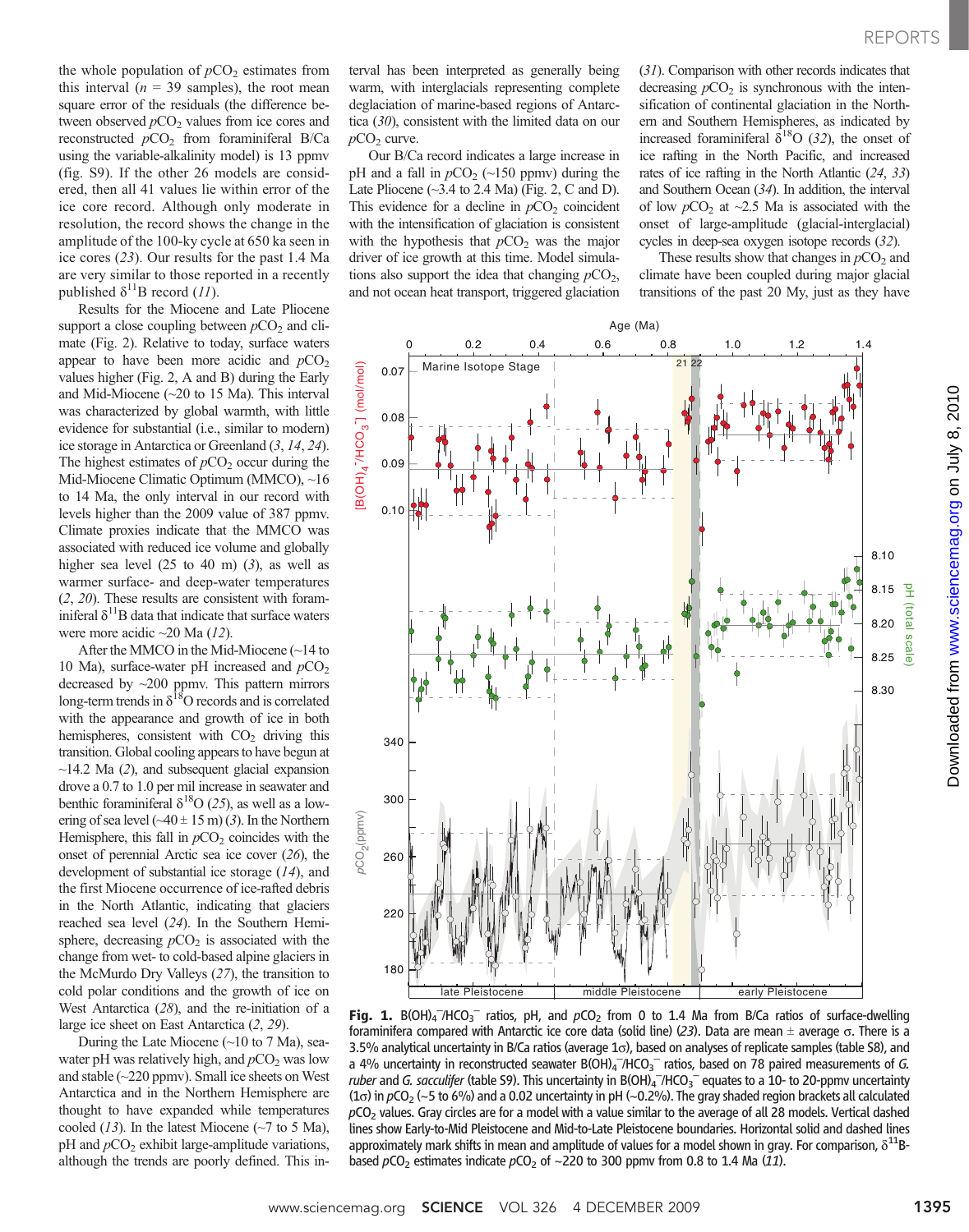the whole population of $pCO_2$ estimates from this interval ($n$ = 39 samples), the root mean square error of the residuals (the difference between observed $pCO_2$ values from ice cores and reconstructed $pCO_2$ from foraminiferal B/Ca using the variable-alkalinity model) is 13 ppmv (fig. S9). If the other 26 models are considered, then all 41 values lie within error of the ice core record. Although only moderate in resolution, the record shows the change in the amplitude of the 100-ky cycle at 650 ka seen in ice cores (*23*). Our results for the past 1.4 Ma are very similar to those reported in a recently published $\delta^{11}B$ record (*11*).

Results for the Miocene and Late Pliocene support a close coupling between $pCO_2$ and climate (Fig. 2). Relative to today, surface waters appear to have been more acidic and $pCO_2$ values higher (Fig. 2, A and B) during the Early and Mid-Miocene (~20 to 15 Ma). This interval was characterized by global warmth, with little evidence for substantial (i.e., similar to modern) ice storage in Antarctica or Greenland (*3*, *14*, *24*). The highest estimates of $pCO_2$ occur during the Mid-Miocene Climatic Optimum (MMCO), ~16 to 14 Ma, the only interval in our record with levels higher than the 2009 value of 387 ppmv. Climate proxies indicate that the MMCO was associated with reduced ice volume and globally higher sea level (25 to 40 m) (*3*), as well as warmer surface- and deep-water temperatures (*2*, *20*). These results are consistent with foraminiferal $\delta^{11}B$ data that indicate that surface waters were more acidic ~20 Ma (*12*).

After the MMCO in the Mid-Miocene (~14 to 10 Ma), surface-water pH increased and $pCO_2$ decreased by ~200 ppmv. This pattern mirrors long-term trends in $\delta^{18}O$ records and is correlated with the appearance and growth of ice in both hemispheres, consistent with $CO_2$ driving this transition. Global cooling appears to have begun at ~14.2 Ma (*2*), and subsequent glacial expansion drove a 0.7 to 1.0 per mil increase in seawater and benthic foraminiferal $\delta^{18}O$ (*25*), as well as a lowering of sea level (~40 ± 15 m) (*3*). In the Northern Hemisphere, this fall in $pCO_2$ coincides with the onset of perennial Arctic sea ice cover (*26*), the development of substantial ice storage (*14*), and the first Miocene occurrence of ice-rafted debris in the North Atlantic, indicating that glaciers reached sea level (*24*). In the Southern Hemisphere, decreasing $pCO_2$ is associated with the change from wet- to cold-based alpine glaciers in the McMurdo Dry Valleys (*27*), the transition to cold polar conditions and the growth of ice on West Antarctica (*28*), and the re-initiation of a large ice sheet on East Antarctica (*2*, *29*).

During the Late Miocene (~10 to 7 Ma), seawater pH was relatively high, and $pCO_2$ was low and stable (~220 ppmv). Small ice sheets on West Antarctica and in the Northern Hemisphere are thought to have expanded while temperatures cooled (*13*). In the latest Miocene (~7 to 5 Ma), pH and $pCO_2$ exhibit large-amplitude variations, although the trends are poorly defined. This interval has been interpreted as generally being warm, with interglacials representing complete deglaciation of marine-based regions of Antarctica (*30*), consistent with the limited data on our $pCO_2$ curve.

Our B/Ca record indicates a large increase in pH and a fall in $pCO_2$ (~150 ppmv) during the Late Pliocene (~3.4 to 2.4 Ma) (Fig. 2, C and D). This evidence for a decline in $pCO_2$ coincident with the intensification of glaciation is consistent with the hypothesis that $pCO_2$ was the major driver of ice growth at this time. Model simulations also support the idea that changing $pCO_2$, and not ocean heat transport, triggered glaciation (*31*). Comparison with other records indicates that decreasing $pCO_2$ is synchronous with the intensification of continental glaciation in the Northern and Southern Hemispheres, as indicated by increased foraminiferal $\delta^{18}O$ (*32*), the onset of ice rafting in the North Pacific, and increased rates of ice rafting in the North Atlantic (*24*, *33*) and Southern Ocean (*34*). In addition, the interval of low $pCO_2$ at ~2.5 Ma is associated with the onset of large-amplitude (glacial-interglacial) cycles in deep-sea oxygen isotope records (*32*).

These results show that changes in $pCO_2$ and climate have been coupled during major glacial transitions of the past 20 My, just as they have

**Fig. 1.** $B(OH)_4^-/HCO_3^-$ ratios, pH, and $pCO_2$ from 0 to 1.4 Ma from B/Ca ratios of surface-dwelling foraminifera compared with Antarctic ice core data (solid line) (*23*). Data are mean ± average σ. There is a 3.5% analytical uncertainty in B/Ca ratios (average 1σ), based on analyses of replicate samples (table S8), and a 4% uncertainty in reconstructed seawater $B(OH)_4^-/HCO_3^-$ ratios, based on 78 paired measurements of *G. ruber* and *G. sacculifer* (table S9). This uncertainty in $B(OH)_4^-/HCO_3^-$ equates to a 10- to 20-ppmv uncertainty (1σ) in $pCO_2$ (~5 to 6%) and a 0.02 uncertainty in pH (~0.2%). The gray shaded region brackets all calculated $pCO_2$ values. Gray circles are for a model with a value similar to the average of all 28 models. Vertical dashed lines show Early-to-Mid Pleistocene and Mid-to-Late Pleistocene boundaries. Horizontal solid and dashed lines approximately mark shifts in mean and amplitude of values for a model shown in gray. For comparison, $\delta^{11}B$-based $pCO_2$ estimates indicate $pCO_2$ of ~220 to 300 ppmv from 0.8 to 1.4 Ma (*11*).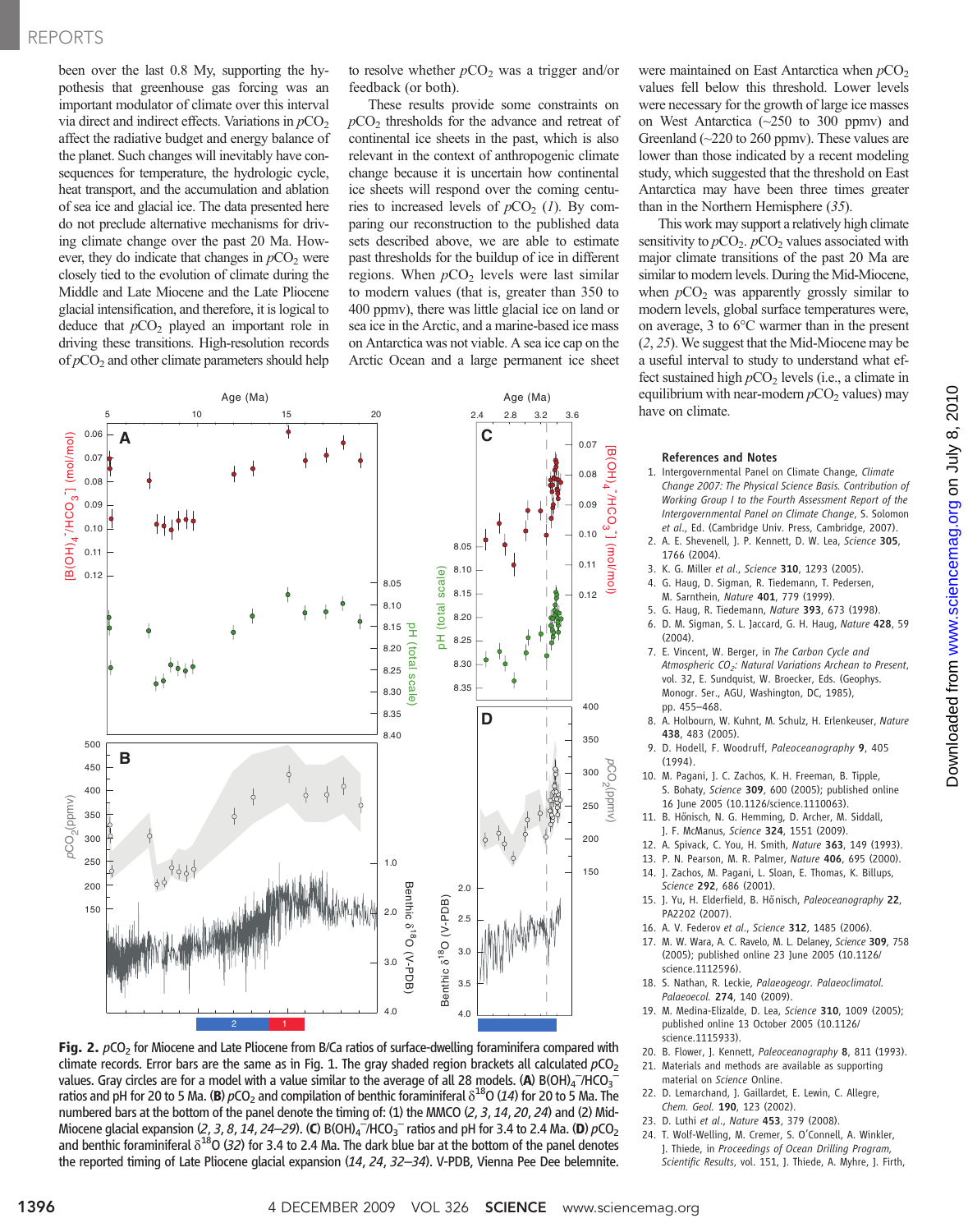been over the last 0.8 My, supporting the hypothesis that greenhouse gas forcing was an important modulator of climate over this interval via direct and indirect effects. Variations in $pCO_2$ affect the radiative budget and energy balance of the planet. Such changes will inevitably have consequences for temperature, the hydrologic cycle, heat transport, and the accumulation and ablation of sea ice and glacial ice. The data presented here do not preclude alternative mechanisms for driving climate change over the past 20 Ma. However, they do indicate that changes in $pCO_2$ were closely tied to the evolution of climate during the Middle and Late Miocene and the Late Pliocene glacial intensification, and therefore, it is logical to deduce that $pCO_2$ played an important role in driving these transitions. High-resolution records of $pCO_2$ and other climate parameters should help to resolve whether $pCO_2$ was a trigger and/or feedback (or both).

These results provide some constraints on $pCO_2$ thresholds for the advance and retreat of continental ice sheets in the past, which is also relevant in the context of anthropogenic climate change because it is uncertain how continental ice sheets will respond over the coming centuries to increased levels of $pCO_2$ (*1*). By comparing our reconstruction to the published data sets described above, we are able to estimate past thresholds for the buildup of ice in different regions. When $pCO_2$ levels were last similar to modern values (that is, greater than 350 to 400 ppmv), there was little glacial ice on land or sea ice in the Arctic, and a marine-based ice mass on Antarctica was not viable. A sea ice cap on the Arctic Ocean and a large permanent ice sheet were maintained on East Antarctica when $pCO_2$ values fell below this threshold. Lower levels were necessary for the growth of large ice masses on West Antarctica (~250 to 300 ppmv) and Greenland (~220 to 260 ppmv). These values are lower than those indicated by a recent modeling study, which suggested that the threshold on East Antarctica may have been three times greater than in the Northern Hemisphere (*35*).

This work may support a relatively high climate sensitivity to $pCO_2$. $pCO_2$ values associated with major climate transitions of the past 20 Ma are similar to modern levels. During the Mid-Miocene, when $pCO_2$ was apparently grossly similar to modern levels, global surface temperatures were, on average, 3 to 6°C warmer than in the present (*2*, *25*). We suggest that the Mid-Miocene may be a useful interval to study to understand what effect sustained high $pCO_2$ levels (i.e., a climate in equilibrium with near-modern $pCO_2$ values) may have on climate.

**Fig. 2.** $pCO_2$ for Miocene and Late Pliocene from B/Ca ratios of surface-dwelling foraminifera compared with climate records. Error bars are the same as in Fig. 1. The gray shaded region brackets all calculated $pCO_2$ values. Gray circles are for a model with a value similar to the average of all 28 models. (**A**) $B(OH)_4^-/HCO_3^-$ ratios and pH for 20 to 5 Ma. (**B**) $pCO_2$ and compilation of benthic foraminiferal $\delta^{18}O$ (*14*) for 20 to 5 Ma. The numbered bars at the bottom of the panel denote the timing of: (1) the MMCO (*2*, *3*, *14*, *20*, *24*) and (2) Mid-Miocene glacial expansion (*2*, *3*, *8*, *14*, *24*–*29*). (**C**) $B(OH)_4^-/HCO_3^-$ ratios and pH for 3.4 to 2.4 Ma. (**D**) $pCO_2$ and benthic foraminiferal $\delta^{18}O$ (*32*) for 3.4 to 2.4 Ma. The dark blue bar at the bottom of the panel denotes the reported timing of Late Pliocene glacial expansion (*14*, *24*, *32*–*34*). V-PDB, Vienna Pee Dee belemnite.

## References and Notes

1. Intergovernmental Panel on Climate Change, *Climate Change 2007: The Physical Science Basis. Contribution of Working Group I to the Fourth Assessment Report of the Intergovernmental Panel on Climate Change*, S. Solomon *et al.*, Ed. (Cambridge Univ. Press, Cambridge, 2007).
2. A. E. Shevenell, J. P. Kennett, D. W. Lea, *Science* **305**, 1766 (2004).
3. K. G. Miller *et al.*, *Science* **310**, 1293 (2005).
4. G. Haug, D. Sigman, R. Tiedemann, T. Pedersen, M. Sarnthein, *Nature* **401**, 779 (1999).
5. G. Haug, R. Tiedemann, *Nature* **393**, 673 (1998).
6. D. M. Sigman, S. L. Jaccard, G. H. Haug, *Nature* **428**, 59 (2004).
7. E. Vincent, W. Berger, in *The Carbon Cycle and Atmospheric $CO_2$: Natural Variations Archean to Present*, vol. 32, E. Sundquist, W. Broecker, Eds. (Geophys. Monogr. Ser., AGU, Washington, DC, 1985), pp. 455–468.
8. A. Holbourn, W. Kuhnt, M. Schulz, H. Erlenkeuser, *Nature* **438**, 483 (2005).
9. D. Hodell, F. Woodruff, *Paleoceanography* **9**, 405 (1994).
10. M. Pagani, J. C. Zachos, K. H. Freeman, B. Tipple, S. Bohaty, *Science* **309**, 600 (2005); published online 16 June 2005 (10.1126/science.1110063).
11. B. Hönisch, N. G. Hemming, D. Archer, M. Siddall, J. F. McManus, *Science* **324**, 1551 (2009).
12. A. Spivack, C. You, H. Smith, *Nature* **363**, 149 (1993).
13. P. N. Pearson, M. R. Palmer, *Nature* **406**, 695 (2000).
14. J. Zachos, M. Pagani, L. Sloan, E. Thomas, K. Billups, *Science* **292**, 686 (2001).
15. J. Yu, H. Elderfield, B. Hönisch, *Paleoceanography* **22**, PA2202 (2007).
16. A. V. Federov *et al.*, *Science* **312**, 1485 (2006).
17. M. W. Wara, A. C. Ravelo, M. L. Delaney, *Science* **309**, 758 (2005); published online 23 June 2005 (10.1126/science.1112596).
18. S. Nathan, R. Leckie, *Palaeogeogr. Palaeoclimatol. Palaeoecol.* **274**, 140 (2009).
19. M. Medina-Elizalde, D. Lea, *Science* **310**, 1009 (2005); published online 13 October 2005 (10.1126/science.1115933).
20. B. Flower, J. Kennett, *Paleoceanography* **8**, 811 (1993).
21. Materials and methods are available as supporting material on *Science* Online.
22. D. Lemarchand, J. Gaillardet, E. Lewin, C. Allegre, *Chem. Geol.* **190**, 123 (2002).
23. D. Luthi *et al.*, *Nature* **453**, 379 (2008).
24. T. Wolf-Welling, M. Cremer, S. O'Connell, A. Winkler, J. Thiede, in *Proceedings of Ocean Drilling Program, Scientific Results*, vol. 151, J. Thiede, A. Myhre, J. Firth,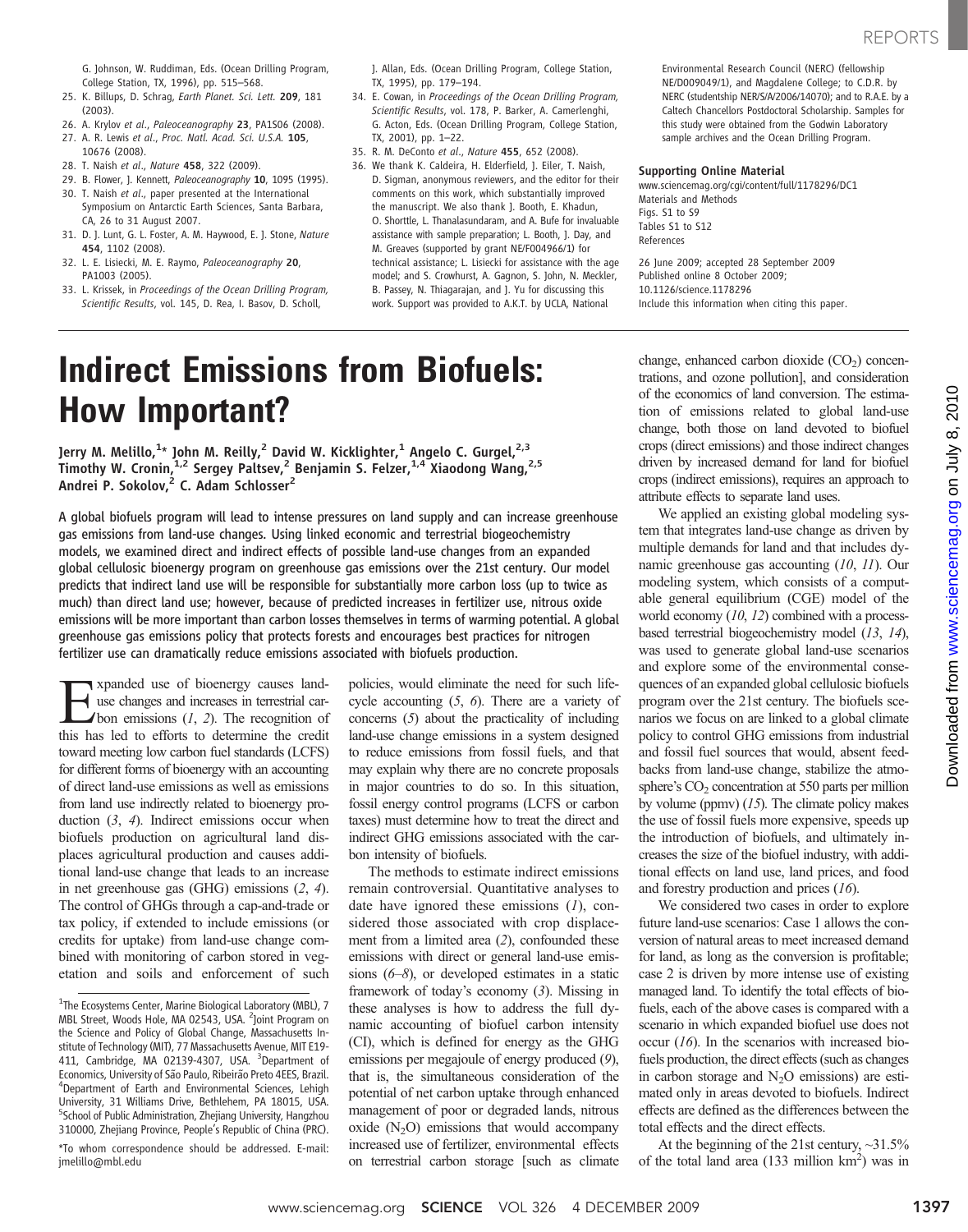G. Johnson, W. Ruddiman, Eds. (Ocean Drilling Program, College Station, TX, 1996), pp. 515–568.
25. K. Billups, D. Schrag, *Earth Planet. Sci. Lett.* **209**, 181 (2003).
26. A. Krylov *et al.*, *Paleoceanography* **23**, PA1S06 (2008).
27. A. R. Lewis *et al.*, *Proc. Natl. Acad. Sci. U.S.A.* **105**, 10676 (2008).
28. T. Naish *et al.*, *Nature* **458**, 322 (2009).
29. B. Flower, J. Kennett, *Paleoceanography* **10**, 1095 (1995).
30. T. Naish *et al.*, paper presented at the International Symposium on Antarctic Earth Sciences, Santa Barbara, CA, 26 to 31 August 2007.
31. D. J. Lunt, G. L. Foster, A. M. Haywood, E. J. Stone, *Nature* **454**, 1102 (2008).
32. L. E. Lisiecki, M. E. Raymo, *Paleoceanography* **20**, PA1003 (2005).
33. L. Krissek, in *Proceedings of the Ocean Drilling Program, Scientific Results*, vol. 145, D. Rea, I. Basov, D. Scholl, J. Allan, Eds. (Ocean Drilling Program, College Station, TX, 1995), pp. 179–194.
34. E. Cowan, in *Proceedings of the Ocean Drilling Program, Scientific Results*, vol. 178, P. Barker, A. Camerlenghi, G. Acton, Eds. (Ocean Drilling Program, College Station, TX, 2001), pp. 1–22.
35. R. M. DeConto *et al.*, *Nature* **455**, 652 (2008).
36. We thank K. Caldeira, H. Elderfield, J. Eiler, T. Naish, D. Sigman, anonymous reviewers, and the editor for their comments on this work, which substantially improved the manuscript. We also thank J. Booth, E. Khadun, O. Shorttle, L. Thanalasundaram, and A. Bufe for invaluable assistance with sample preparation; L. Booth, J. Day, and M. Greaves (supported by grant NE/F004966/1) for technical assistance; L. Lisiecki for assistance with the age model; and S. Crowhurst, A. Gagnon, S. John, N. Meckler, B. Passey, N. Thiagarajan, and J. Yu for discussing this work. Support was provided to A.K.T. by UCLA, National Environmental Research Council (NERC) (fellowship NE/D009049/1), and Magdalene College; to C.D.R. by NERC (studentship NER/S/A/2006/14070); and to R.A.E. by a Caltech Chancellors Postdoctoral Scholarship. Samples for this study were obtained from the Godwin Laboratory sample archives and the Ocean Drilling Program.

**Supporting Online Material**
www.sciencemag.org/cgi/content/full/1178296/DC1
Materials and Methods
Figs. S1 to S9
Tables S1 to S12
References

26 June 2009; accepted 28 September 2009
Published online 8 October 2009;
10.1126/science.1178296
Include this information when citing this paper.

# Indirect Emissions from Biofuels: How Important?

**Jerry M. Melillo,[1]\* John M. Reilly,[2] David W. Kicklighter,[1] Angelo C. Gurgel,[2,3] Timothy W. Cronin,[1,2] Sergey Paltsev,[2] Benjamin S. Felzer,[1,4] Xiaodong Wang,[2,5] Andrei P. Sokolov,[2] C. Adam Schlosser[2]**

**A global biofuels program will lead to intense pressures on land supply and can increase greenhouse gas emissions from land-use changes. Using linked economic and terrestrial biogeochemistry models, we examined direct and indirect effects of possible land-use changes from an expanded global cellulosic bioenergy program on greenhouse gas emissions over the 21st century. Our model predicts that indirect land use will be responsible for substantially more carbon loss (up to twice as much) than direct land use; however, because of predicted increases in fertilizer use, nitrous oxide emissions will be more important than carbon losses themselves in terms of warming potential. A global greenhouse gas emissions policy that protects forests and encourages best practices for nitrogen fertilizer use can dramatically reduce emissions associated with biofuels production.**

Expanded use of bioenergy causes land-use changes and increases in terrestrial carbon emissions (*1*, *2*). The recognition of this has led to efforts to determine the credit toward meeting low carbon fuel standards (LCFS) for different forms of bioenergy with an accounting of direct land-use emissions as well as emissions from land use indirectly related to bioenergy production (*3*, *4*). Indirect emissions occur when biofuels production on agricultural land displaces agricultural production and causes additional land-use change that leads to an increase in net greenhouse gas (GHG) emissions (*2*, *4*). The control of GHGs through a cap-and-trade or tax policy, if extended to include emissions (or credits for uptake) from land-use change combined with monitoring of carbon stored in vegetation and soils and enforcement of such policies, would eliminate the need for such life-cycle accounting (*5*, *6*). There are a variety of concerns (*5*) about the practicality of including land-use change emissions in a system designed to reduce emissions from fossil fuels, and that may explain why there are no concrete proposals in major countries to do so. In this situation, fossil energy control programs (LCFS or carbon taxes) must determine how to treat the direct and indirect GHG emissions associated with the carbon intensity of biofuels.

The methods to estimate indirect emissions remain controversial. Quantitative analyses to date have ignored these emissions (*1*), considered those associated with crop displacement from a limited area (*2*), confounded these emissions with direct or general land-use emissions (*6*–*8*), or developed estimates in a static framework of today's economy (*3*). Missing in these analyses is how to address the full dynamic accounting of biofuel carbon intensity (CI), which is defined for energy as the GHG emissions per megajoule of energy produced (*9*), that is, the simultaneous consideration of the potential of net carbon uptake through enhanced management of poor or degraded lands, nitrous oxide ($N_2O$) emissions that would accompany increased use of fertilizer, environmental effects on terrestrial carbon storage [such as climate change, enhanced carbon dioxide ($CO_2$) concentrations, and ozone pollution], and consideration of the economics of land conversion. The estimation of emissions related to global land-use change, both those on land devoted to biofuel crops (direct emissions) and those indirect changes driven by increased demand for land for biofuel crops (indirect emissions), requires an approach to attribute effects to separate land uses.

We applied an existing global modeling system that integrates land-use change as driven by multiple demands for land and that includes dynamic greenhouse gas accounting (*10*, *11*). Our modeling system, which consists of a computable general equilibrium (CGE) model of the world economy (*10*, *12*) combined with a process-based terrestrial biogeochemistry model (*13*, *14*), was used to generate global land-use scenarios and explore some of the environmental consequences of an expanded global cellulosic biofuels program over the 21st century. The biofuels scenarios we focus on are linked to a global climate policy to control GHG emissions from industrial and fossil fuel sources that would, absent feedbacks from land-use change, stabilize the atmosphere's $CO_2$ concentration at 550 parts per million by volume (ppmv) (*15*). The climate policy makes the use of fossil fuels more expensive, speeds up the introduction of biofuels, and ultimately increases the size of the biofuel industry, with additional effects on land use, land prices, and food and forestry production and prices (*16*).

We considered two cases in order to explore future land-use scenarios: Case 1 allows the conversion of natural areas to meet increased demand for land, as long as the conversion is profitable; case 2 is driven by more intense use of existing managed land. To identify the total effects of biofuels, each of the above cases is compared with a scenario in which expanded biofuel use does not occur (*16*). In the scenarios with increased biofuels production, the direct effects (such as changes in carbon storage and $N_2O$ emissions) are estimated only in areas devoted to biofuels. Indirect effects are defined as the differences between the total effects and the direct effects.

At the beginning of the 21st century, ~31.5% of the total land area (133 million $km^2$) was in

[1]The Ecosystems Center, Marine Biological Laboratory (MBL), 7 MBL Street, Woods Hole, MA 02543, USA. [2]Joint Program on the Science and Policy of Global Change, Massachusetts Institute of Technology (MIT), 77 Massachusetts Avenue, MIT E19-411, Cambridge, MA 02139-4307, USA. [3]Department of Economics, University of São Paulo, Ribeirão Preto 4EES, Brazil. [4]Department of Earth and Environmental Sciences, Lehigh University, 31 Williams Drive, Bethlehem, PA 18015, USA. [5]School of Public Administration, Zhejiang University, Hangzhou 310000, Zhejiang Province, People's Republic of China (PRC).

\*To whom correspondence should be addressed. E-mail: jmelillo@mbl.edu